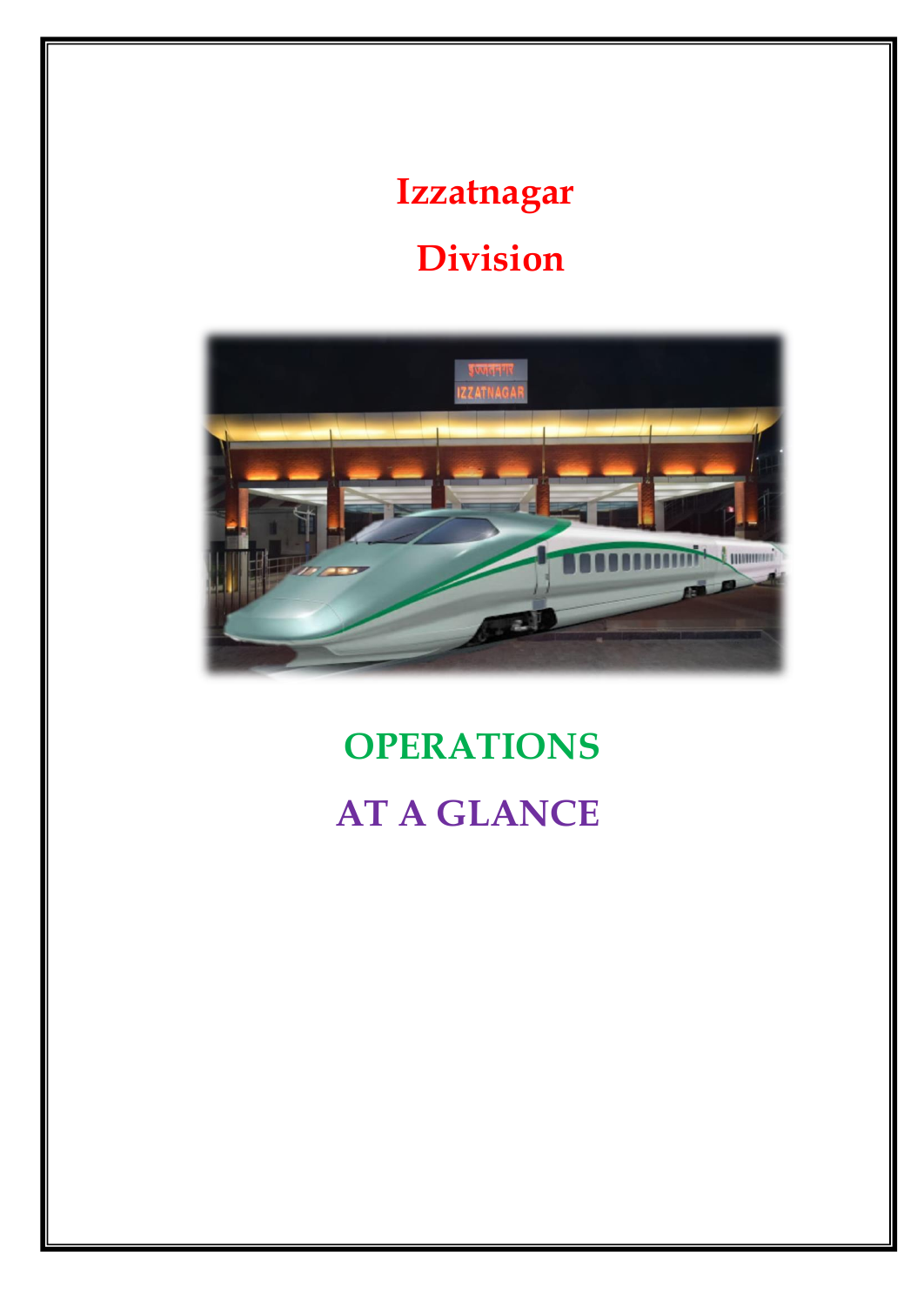# Izzatnagar

# Division

## OPERATIONS

## AT A GLANCE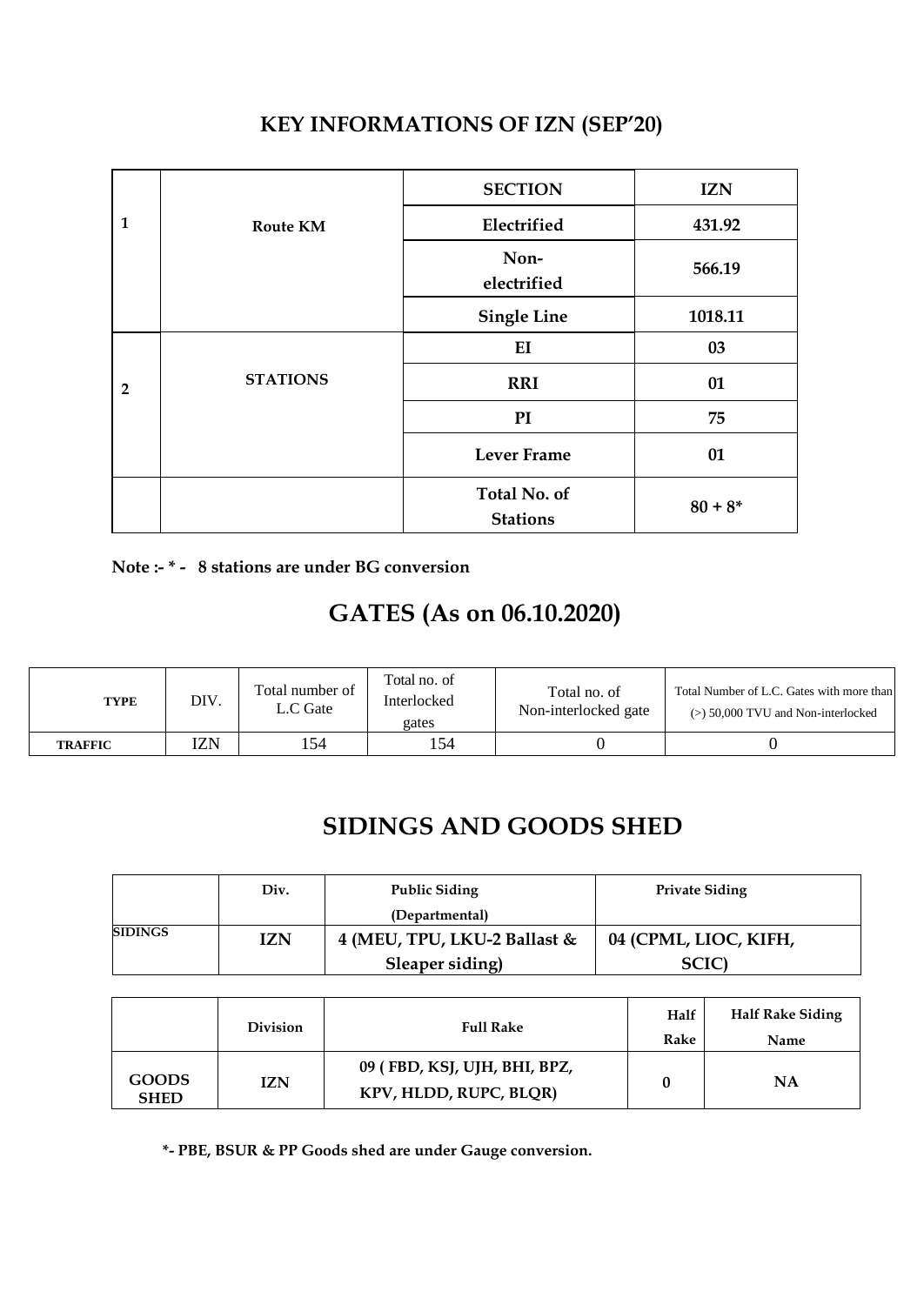## KEY INFORMATIONS OF IZN (SEP'20)

| | | SECTION | IZN |
|---|---|---|---|
| 1 | Route KM | Electrified | 431.92 |
| | | Non-electrified | 566.19 |
| | | Single Line | 1018.11 |
| 2 | STATIONS | EI | 03 |
| | | RRI | 01 |
| | | PI | 75 |
| | | Lever Frame | 01 |
| | | Total No. of Stations | 80 + 8* |

**Note :- * - 8 stations are under BG conversion**

## GATES (As on 06.10.2020)

| TYPE | DIV. | Total number of L.C Gate | Total no. of Interlocked gates | Total no. of Non-interlocked gate | Total Number of L.C. Gates with more than (>) 50,000 TVU and Non-interlocked |
|---|---|---|---|---|---|
| TRAFFIC | IZN | 154 | 154 | 0 | 0 |

## SIDINGS AND GOODS SHED

| | Div. | Public Siding (Departmental) | Private Siding |
|---|---|---|---|
| SIDINGS | IZN | 4 (MEU, TPU, LKU-2 Ballast & Sleeper siding) | 04 (CPML, LIOC, KIFH, SCIC) |

| | Division | Full Rake | Half Rake | Half Rake Siding Name |
|---|---|---|---|---|
| GOODS SHED | IZN | 09 ( FBD, KSJ, UJH, BHI, BPZ, KPV, HLDD, RUPC, BLQR) | 0 | NA |

**\*- PBE, BSUR & PP Goods shed are under Gauge conversion.**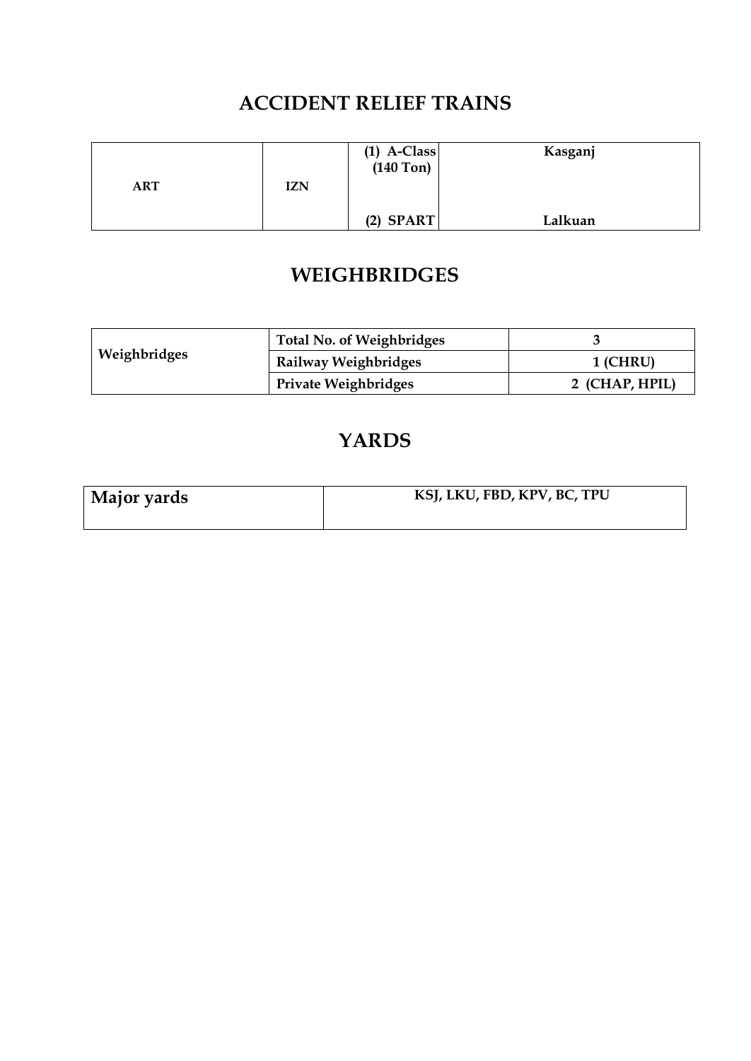## ACCIDENT RELIEF TRAINS

| | | | |
|---|---|---|---|
| **ART** | **IZN** | **(1) A-Class (140 Ton)** | **Kasganj** |
| | | **(2) SPART** | **Lalkuan** |

## WEIGHBRIDGES

| | | |
|---|---|---|
| **Weighbridges** | **Total No. of Weighbridges** | **3** |
| | **Railway Weighbridges** | **1 (CHRU)** |
| | **Private Weighbridges** | **2 (CHAP, HPIL)** |

## YARDS

| | |
|---|---|
| **Major yards** | **KSJ, LKU, FBD, KPV, BC, TPU** |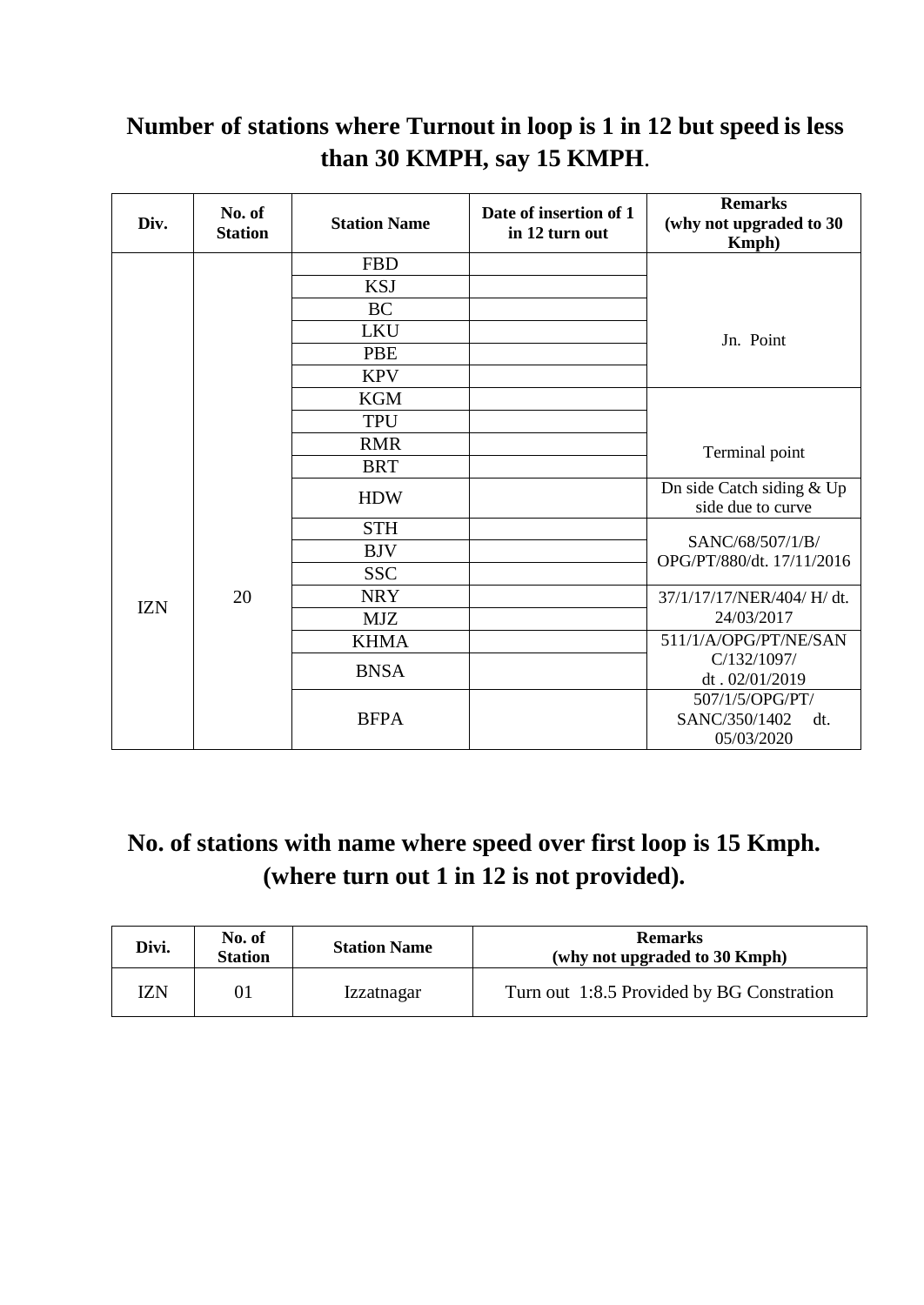## Number of stations where Turnout in loop is 1 in 12 but speed is less than 30 KMPH, say 15 KMPH.

| Div. | No. of Station | Station Name | Date of insertion of 1 in 12 turn out | Remarks (why not upgraded to 30 Kmph) |
|---|---|---|---|---|
| IZN | 20 | FBD | | Jn. Point |
| | | KSJ | | |
| | | BC | | |
| | | LKU | | |
| | | PBE | | |
| | | KPV | | |
| | | KGM | | Terminal point |
| | | TPU | | |
| | | RMR | | |
| | | BRT | | |
| | | HDW | | Dn side Catch siding & Up side due to curve |
| | | STH | | SANC/68/507/1/B/ OPG/PT/880/dt. 17/11/2016 |
| | | BJV | | |
| | | SSC | | |
| | | NRY | | 37/1/17/17/NER/404/ H/ dt. 24/03/2017 |
| | | MJZ | | |
| | | KHMA | | 511/1/A/OPG/PT/NE/SAN C/132/1097/ dt . 02/01/2019 |
| | | BNSA | | |
| | | BFPA | | 507/1/5/OPG/PT/ SANC/350/1402 dt. 05/03/2020 |

## No. of stations with name where speed over first loop is 15 Kmph. (where turn out 1 in 12 is not provided).

| Divi. | No. of Station | Station Name | Remarks (why not upgraded to 30 Kmph) |
|---|---|---|---|
| IZN | 01 | Izzatnagar | Turn out 1:8.5 Provided by BG Constration |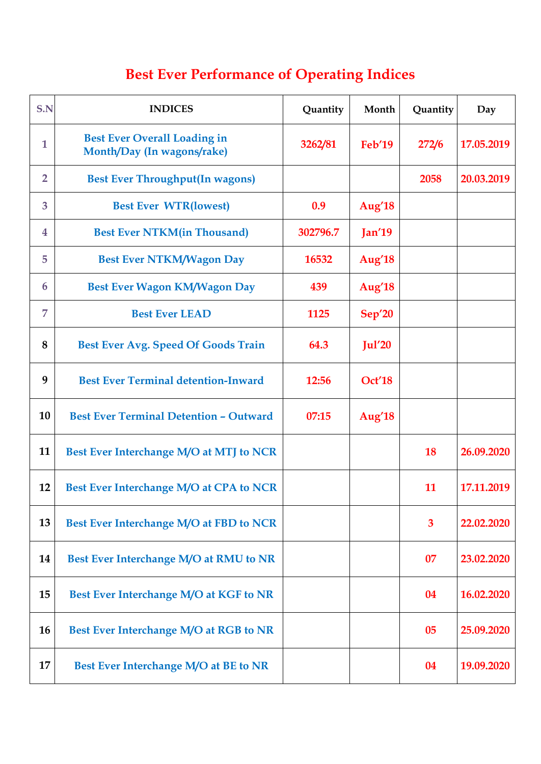# Best Ever Performance of Operating Indices

| S.N | INDICES | Quantity | Month | Quantity | Day |
|---|---|---|---|---|---|
| 1 | Best Ever Overall Loading in Month/Day (In wagons/rake) | 3262/81 | Feb'19 | 272/6 | 17.05.2019 |
| 2 | Best Ever Throughput(In wagons) | | | 2058 | 20.03.2019 |
| 3 | Best Ever WTR(lowest) | 0.9 | Aug'18 | | |
| 4 | Best Ever NTKM(in Thousand) | 302796.7 | Jan'19 | | |
| 5 | Best Ever NTKM/Wagon Day | 16532 | Aug'18 | | |
| 6 | Best Ever Wagon KM/Wagon Day | 439 | Aug'18 | | |
| 7 | Best Ever LEAD | 1125 | Sep'20 | | |
| 8 | Best Ever Avg. Speed Of Goods Train | 64.3 | Jul'20 | | |
| 9 | Best Ever Terminal detention-Inward | 12:56 | Oct'18 | | |
| 10 | Best Ever Terminal Detention – Outward | 07:15 | Aug'18 | | |
| 11 | Best Ever Interchange M/O at MTJ to NCR | | | 18 | 26.09.2020 |
| 12 | Best Ever Interchange M/O at CPA to NCR | | | 11 | 17.11.2019 |
| 13 | Best Ever Interchange M/O at FBD to NCR | | | 3 | 22.02.2020 |
| 14 | Best Ever Interchange M/O at RMU to NR | | | 07 | 23.02.2020 |
| 15 | Best Ever Interchange M/O at KGF to NR | | | 04 | 16.02.2020 |
| 16 | Best Ever Interchange M/O at RGB to NR | | | 05 | 25.09.2020 |
| 17 | Best Ever Interchange M/O at BE to NR | | | 04 | 19.09.2020 |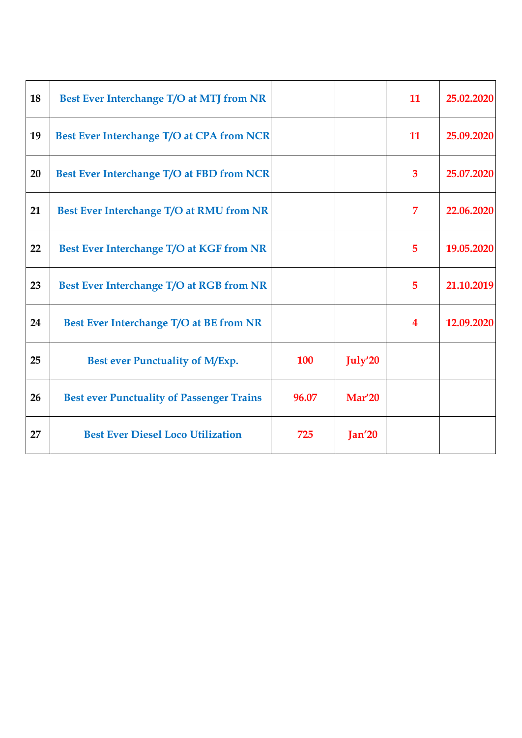| 18 | Best Ever Interchange T/O at MTJ from NR | | | 11 | 25.02.2020 |
|---|---|---|---|---|---|
| 19 | Best Ever Interchange T/O at CPA from NCR | | | 11 | 25.09.2020 |
| 20 | Best Ever Interchange T/O at FBD from NCR | | | 3 | 25.07.2020 |
| 21 | Best Ever Interchange T/O at RMU from NR | | | 7 | 22.06.2020 |
| 22 | Best Ever Interchange T/O at KGF from NR | | | 5 | 19.05.2020 |
| 23 | Best Ever Interchange T/O at RGB from NR | | | 5 | 21.10.2019 |
| 24 | Best Ever Interchange T/O at BE from NR | | | 4 | 12.09.2020 |
| 25 | Best ever Punctuality of M/Exp. | 100 | July'20 | | |
| 26 | Best ever Punctuality of Passenger Trains | 96.07 | Mar'20 | | |
| 27 | Best Ever Diesel Loco Utilization | 725 | Jan'20 | | |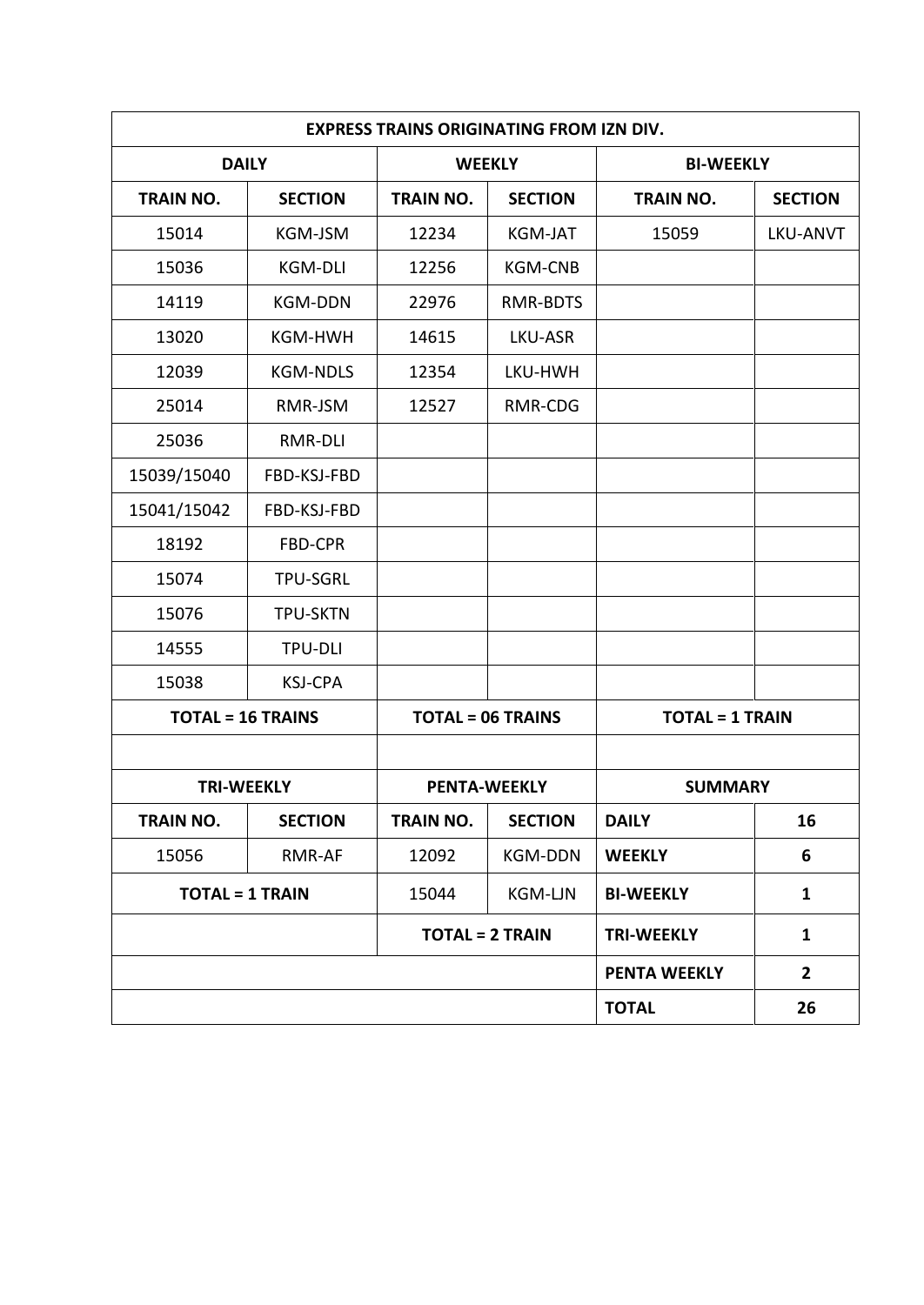| EXPRESS TRAINS ORIGINATING FROM IZN DIV. | | | | | |
|---|---|---|---|---|---|
| **DAILY** | | **WEEKLY** | | **BI-WEEKLY** | |
| **TRAIN NO.** | **SECTION** | **TRAIN NO.** | **SECTION** | **TRAIN NO.** | **SECTION** |
| 15014 | KGM-JSM | 12234 | KGM-JAT | 15059 | LKU-ANVT |
| 15036 | KGM-DLI | 12256 | KGM-CNB | | |
| 14119 | KGM-DDN | 22976 | RMR-BDTS | | |
| 13020 | KGM-HWH | 14615 | LKU-ASR | | |
| 12039 | KGM-NDLS | 12354 | LKU-HWH | | |
| 25014 | RMR-JSM | 12527 | RMR-CDG | | |
| 25036 | RMR-DLI | | | | |
| 15039/15040 | FBD-KSJ-FBD | | | | |
| 15041/15042 | FBD-KSJ-FBD | | | | |
| 18192 | FBD-CPR | | | | |
| 15074 | TPU-SGRL | | | | |
| 15076 | TPU-SKTN | | | | |
| 14555 | TPU-DLI | | | | |
| 15038 | KSJ-CPA | | | | |
| **TOTAL = 16 TRAINS** | | **TOTAL = 06 TRAINS** | | **TOTAL = 1 TRAIN** | |
| | | | | | |
| **TRI-WEEKLY** | | **PENTA-WEEKLY** | | **SUMMARY** | |
| **TRAIN NO.** | **SECTION** | **TRAIN NO.** | **SECTION** | **DAILY** | **16** |
| 15056 | RMR-AF | 12092 | KGM-DDN | **WEEKLY** | **6** |
| **TOTAL = 1 TRAIN** | | 15044 | KGM-LJN | **BI-WEEKLY** | **1** |
| | | **TOTAL = 2 TRAIN** | | **TRI-WEEKLY** | **1** |
| | | | | **PENTA WEEKLY** | **2** |
| | | | | **TOTAL** | **26** |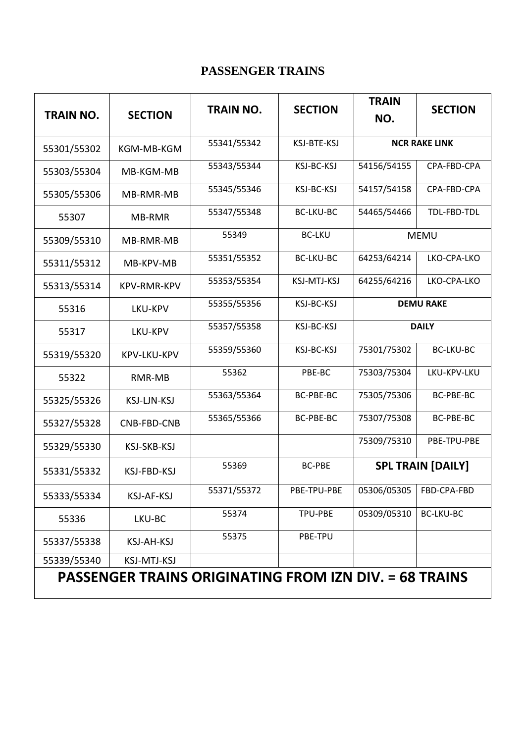# PASSENGER TRAINS

| TRAIN NO. | SECTION | TRAIN NO. | SECTION | TRAIN NO. | SECTION |
|---|---|---|---|---|---|
| 55301/55302 | KGM-MB-KGM | 55341/55342 | KSJ-BTE-KSJ | **NCR RAKE LINK** | |
| 55303/55304 | MB-KGM-MB | 55343/55344 | KSJ-BC-KSJ | 54156/54155 | CPA-FBD-CPA |
| 55305/55306 | MB-RMR-MB | 55345/55346 | KSJ-BC-KSJ | 54157/54158 | CPA-FBD-CPA |
| 55307 | MB-RMR | 55347/55348 | BC-LKU-BC | 54465/54466 | TDL-FBD-TDL |
| 55309/55310 | MB-RMR-MB | 55349 | BC-LKU | MEMU | |
| 55311/55312 | MB-KPV-MB | 55351/55352 | BC-LKU-BC | 64253/64214 | LKO-CPA-LKO |
| 55313/55314 | KPV-RMR-KPV | 55353/55354 | KSJ-MTJ-KSJ | 64255/64216 | LKO-CPA-LKO |
| 55316 | LKU-KPV | 55355/55356 | KSJ-BC-KSJ | **DEMU RAKE** | |
| 55317 | LKU-KPV | 55357/55358 | KSJ-BC-KSJ | **DAILY** | |
| 55319/55320 | KPV-LKU-KPV | 55359/55360 | KSJ-BC-KSJ | 75301/75302 | BC-LKU-BC |
| 55322 | RMR-MB | 55362 | PBE-BC | 75303/75304 | LKU-KPV-LKU |
| 55325/55326 | KSJ-LJN-KSJ | 55363/55364 | BC-PBE-BC | 75305/75306 | BC-PBE-BC |
| 55327/55328 | CNB-FBD-CNB | 55365/55366 | BC-PBE-BC | 75307/75308 | BC-PBE-BC |
| 55329/55330 | KSJ-SKB-KSJ | | | 75309/75310 | PBE-TPU-PBE |
| 55331/55332 | KSJ-FBD-KSJ | 55369 | BC-PBE | **SPL TRAIN [DAILY]** | |
| 55333/55334 | KSJ-AF-KSJ | 55371/55372 | PBE-TPU-PBE | 05306/05305 | FBD-CPA-FBD |
| 55336 | LKU-BC | 55374 | TPU-PBE | 05309/05310 | BC-LKU-BC |
| 55337/55338 | KSJ-AH-KSJ | 55375 | PBE-TPU | | |
| 55339/55340 | KSJ-MTJ-KSJ | | | | |
| **PASSENGER TRAINS ORIGINATING FROM IZN DIV. = 68 TRAINS** | | | | | |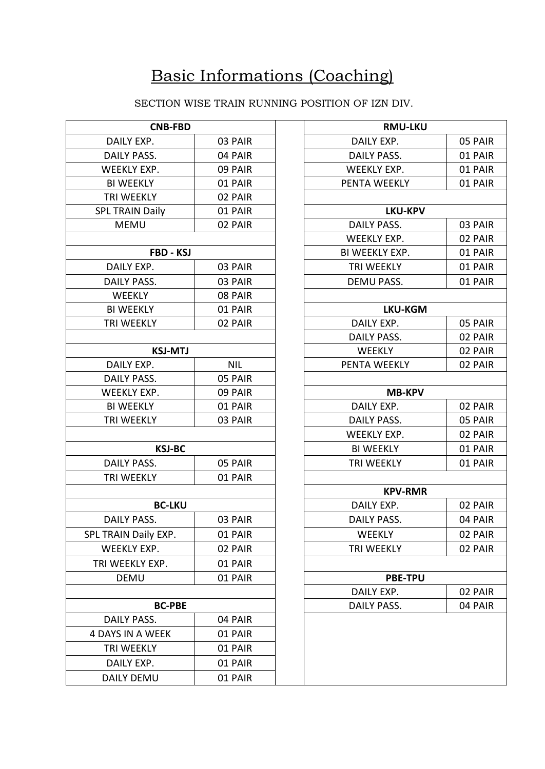# Basic Informations (Coaching)

SECTION WISE TRAIN RUNNING POSITION OF IZN DIV.

| CNB-FBD | |
|---|---|
| DAILY EXP. | 03 PAIR |
| DAILY PASS. | 04 PAIR |
| WEEKLY EXP. | 09 PAIR |
| BI WEEKLY | 01 PAIR |
| TRI WEEKLY | 02 PAIR |
| SPL TRAIN Daily | 01 PAIR |
| MEMU | 02 PAIR |

| FBD - KSJ | |
|---|---|
| DAILY EXP. | 03 PAIR |
| DAILY PASS. | 03 PAIR |
| WEEKLY | 08 PAIR |
| BI WEEKLY | 01 PAIR |
| TRI WEEKLY | 02 PAIR |

| KSJ-MTJ | |
|---|---|
| DAILY EXP. | NIL |
| DAILY PASS. | 05 PAIR |
| WEEKLY EXP. | 09 PAIR |
| BI WEEKLY | 01 PAIR |
| TRI WEEKLY | 03 PAIR |

| KSJ-BC | |
|---|---|
| DAILY PASS. | 05 PAIR |
| TRI WEEKLY | 01 PAIR |

| BC-LKU | |
|---|---|
| DAILY PASS. | 03 PAIR |
| SPL TRAIN Daily EXP. | 01 PAIR |
| WEEKLY EXP. | 02 PAIR |
| TRI WEEKLY EXP. | 01 PAIR |
| DEMU | 01 PAIR |

| BC-PBE | |
|---|---|
| DAILY PASS. | 04 PAIR |
| 4 DAYS IN A WEEK | 01 PAIR |
| TRI WEEKLY | 01 PAIR |
| DAILY EXP. | 01 PAIR |
| DAILY DEMU | 01 PAIR |

| RMU-LKU | |
|---|---|
| DAILY EXP. | 05 PAIR |
| DAILY PASS. | 01 PAIR |
| WEEKLY EXP. | 01 PAIR |
| PENTA WEEKLY | 01 PAIR |

| LKU-KPV | |
|---|---|
| DAILY PASS. | 03 PAIR |
| WEEKLY EXP. | 02 PAIR |
| BI WEEKLY EXP. | 01 PAIR |
| TRI WEEKLY | 01 PAIR |
| DEMU PASS. | 01 PAIR |

| LKU-KGM | |
|---|---|
| DAILY EXP. | 05 PAIR |
| DAILY PASS. | 02 PAIR |
| WEEKLY | 02 PAIR |
| PENTA WEEKLY | 02 PAIR |

| MB-KPV | |
|---|---|
| DAILY EXP. | 02 PAIR |
| DAILY PASS. | 05 PAIR |
| WEEKLY EXP. | 02 PAIR |
| BI WEEKLY | 01 PAIR |
| TRI WEEKLY | 01 PAIR |

| KPV-RMR | |
|---|---|
| DAILY EXP. | 02 PAIR |
| DAILY PASS. | 04 PAIR |
| WEEKLY | 02 PAIR |
| TRI WEEKLY | 02 PAIR |

| PBE-TPU | |
|---|---|
| DAILY EXP. | 02 PAIR |
| DAILY PASS. | 04 PAIR |